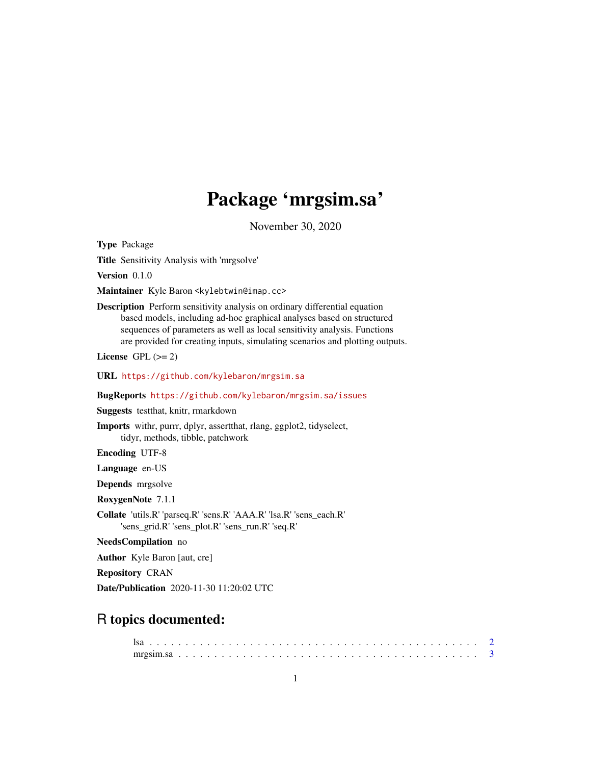# Package 'mrgsim.sa'

November 30, 2020

**Type** Package

**Title** Sensitivity Analysis with 'mrgsolve'

**Version** 0.1.0

**Maintainer** Kyle Baron <kylebtwin@imap.cc>

**Description** Perform sensitivity analysis on ordinary differential equation based models, including ad-hoc graphical analyses based on structured sequences of parameters as well as local sensitivity analysis. Functions are provided for creating inputs, simulating scenarios and plotting outputs.

**License** GPL (>= 2)

**URL** https://github.com/kylebaron/mrgsim.sa

**BugReports** https://github.com/kylebaron/mrgsim.sa/issues

**Suggests** testthat, knitr, rmarkdown

**Imports** withr, purrr, dplyr, assertthat, rlang, ggplot2, tidyselect, tidyr, methods, tibble, patchwork

**Encoding** UTF-8

**Language** en-US

**Depends** mrgsolve

**RoxygenNote** 7.1.1

**Collate** 'utils.R' 'parseq.R' 'sens.R' 'AAA.R' 'lsa.R' 'sens_each.R' 'sens_grid.R' 'sens_plot.R' 'sens_run.R' 'seq.R'

**NeedsCompilation** no

**Author** Kyle Baron [aut, cre]

**Repository** CRAN

**Date/Publication** 2020-11-30 11:20:02 UTC

## R topics documented:

lsa . . . . . . . . . . . . . . . . . . . . . . . . . . . . . . . . . . . . . . . . . . . 2
mrgsim.sa . . . . . . . . . . . . . . . . . . . . . . . . . . . . . . . . . . . . . . . 3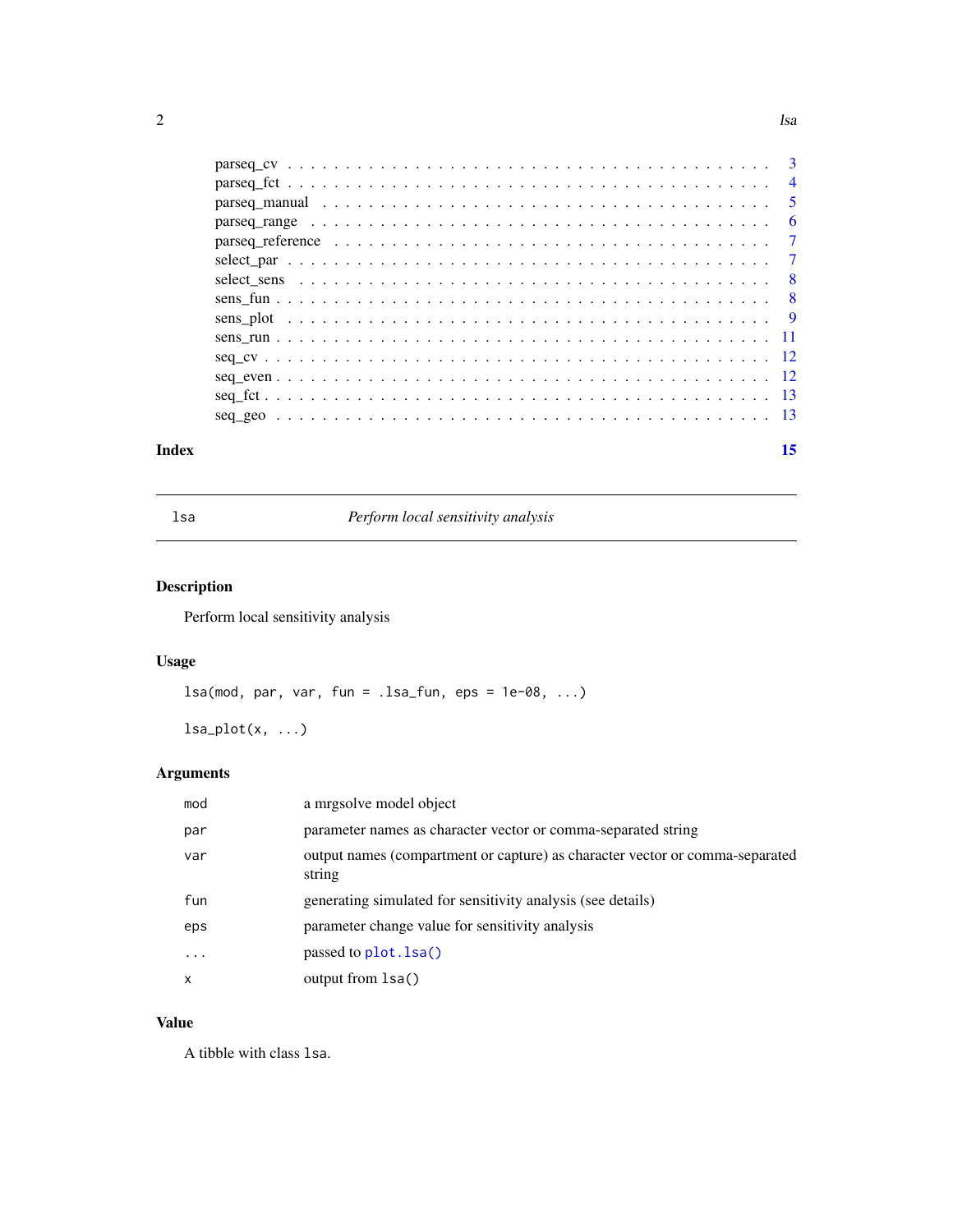parseq_cv . . . . . . . . . . . . . . . . . . . . . . . . . . . . . . . . . . . . . . 3
parseq_fct . . . . . . . . . . . . . . . . . . . . . . . . . . . . . . . . . . . . . . 4
parseq_manual . . . . . . . . . . . . . . . . . . . . . . . . . . . . . . . . . . . . 5
parseq_range . . . . . . . . . . . . . . . . . . . . . . . . . . . . . . . . . . . . . 6
parseq_reference . . . . . . . . . . . . . . . . . . . . . . . . . . . . . . . . . . 7
select_par . . . . . . . . . . . . . . . . . . . . . . . . . . . . . . . . . . . . . . 7
select_sens . . . . . . . . . . . . . . . . . . . . . . . . . . . . . . . . . . . . . 8
sens_fun . . . . . . . . . . . . . . . . . . . . . . . . . . . . . . . . . . . . . . . 8
sens_plot . . . . . . . . . . . . . . . . . . . . . . . . . . . . . . . . . . . . . . 9
sens_run . . . . . . . . . . . . . . . . . . . . . . . . . . . . . . . . . . . . . . . 11
seq_cv . . . . . . . . . . . . . . . . . . . . . . . . . . . . . . . . . . . . . . . . 12
seq_even . . . . . . . . . . . . . . . . . . . . . . . . . . . . . . . . . . . . . . . 12
seq_fct . . . . . . . . . . . . . . . . . . . . . . . . . . . . . . . . . . . . . . . . 13
seq_geo . . . . . . . . . . . . . . . . . . . . . . . . . . . . . . . . . . . . . . . . 13

**Index** **15**

---

## lsa — *Perform local sensitivity analysis*

---

### Description

Perform local sensitivity analysis

### Usage

```
lsa(mod, par, var, fun = .lsa_fun, eps = 1e-08, ...)

lsa_plot(x, ...)
```

### Arguments

| | |
|---|---|
| `mod` | a mrgsolve model object |
| `par` | parameter names as character vector or comma-separated string |
| `var` | output names (compartment or capture) as character vector or comma-separated string |
| `fun` | generating simulated for sensitivity analysis (see details) |
| `eps` | parameter change value for sensitivity analysis |
| `...` | passed to `plot.lsa()` |
| `x` | output from `lsa()` |

### Value

A tibble with class `lsa`.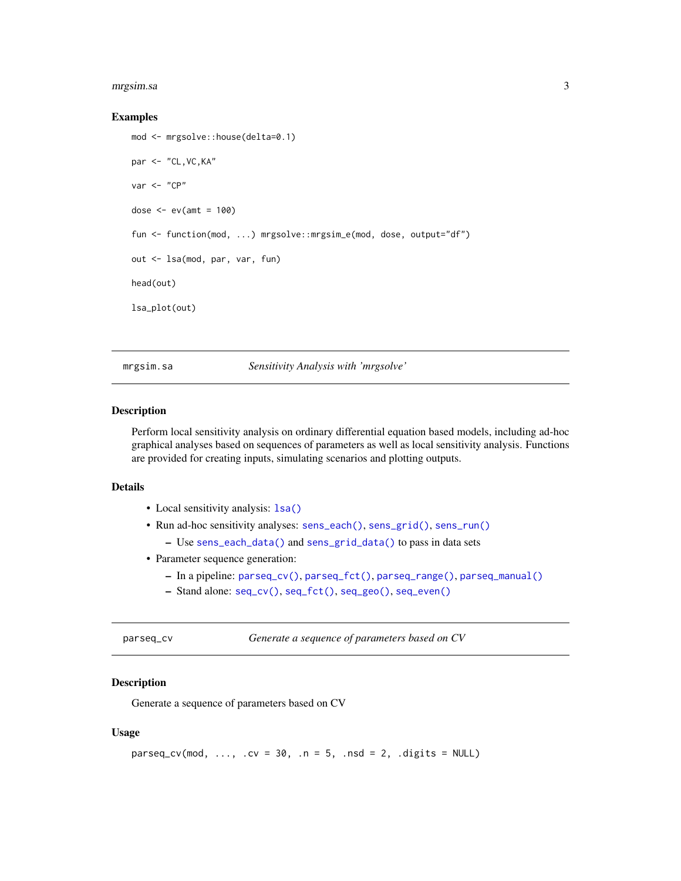## Examples

```
mod <- mrgsolve::house(delta=0.1)

par <- "CL,VC,KA"

var <- "CP"

dose <- ev(amt = 100)

fun <- function(mod, ...) mrgsolve::mrgsim_e(mod, dose, output="df")

out <- lsa(mod, par, var, fun)

head(out)

lsa_plot(out)
```

---

# mrgsim.sa — *Sensitivity Analysis with 'mrgsolve'*

## Description

Perform local sensitivity analysis on ordinary differential equation based models, including ad-hoc graphical analyses based on sequences of parameters as well as local sensitivity analysis. Functions are provided for creating inputs, simulating scenarios and plotting outputs.

## Details

- Local sensitivity analysis: `lsa()`
- Run ad-hoc sensitivity analyses: `sens_each()`, `sens_grid()`, `sens_run()`
  - Use `sens_each_data()` and `sens_grid_data()` to pass in data sets
- Parameter sequence generation:
  - In a pipeline: `parseq_cv()`, `parseq_fct()`, `parseq_range()`, `parseq_manual()`
  - Stand alone: `seq_cv()`, `seq_fct()`, `seq_geo()`, `seq_even()`

---

# parseq_cv — *Generate a sequence of parameters based on CV*

## Description

Generate a sequence of parameters based on CV

## Usage

```
parseq_cv(mod, ..., .cv = 30, .n = 5, .nsd = 2, .digits = NULL)
```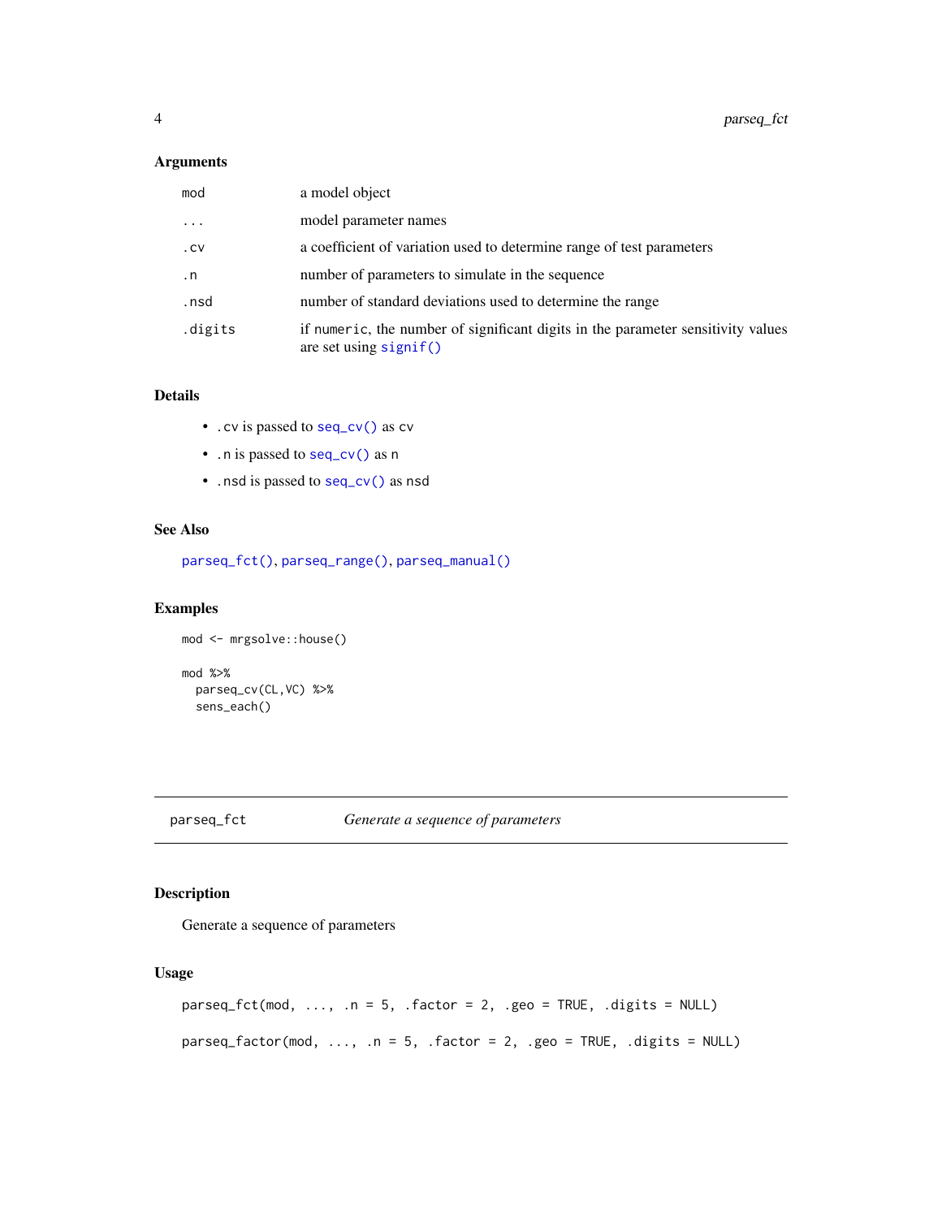### Arguments

| | |
|---|---|
| `mod` | a model object |
| `...` | model parameter names |
| `.cv` | a coefficient of variation used to determine range of test parameters |
| `.n` | number of parameters to simulate in the sequence |
| `.nsd` | number of standard deviations used to determine the range |
| `.digits` | if `numeric`, the number of significant digits in the parameter sensitivity values are set using `signif()` |

### Details

- `.cv` is passed to `seq_cv()` as `cv`
- `.n` is passed to `seq_cv()` as `n`
- `.nsd` is passed to `seq_cv()` as `nsd`

### See Also

`parseq_fct()`, `parseq_range()`, `parseq_manual()`

### Examples

```
mod <- mrgsolve::house()

mod %>%
  parseq_cv(CL,VC) %>%
  sens_each()
```

---

## parseq_fct    *Generate a sequence of parameters*

### Description

Generate a sequence of parameters

### Usage

```
parseq_fct(mod, ..., .n = 5, .factor = 2, .geo = TRUE, .digits = NULL)

parseq_factor(mod, ..., .n = 5, .factor = 2, .geo = TRUE, .digits = NULL)
```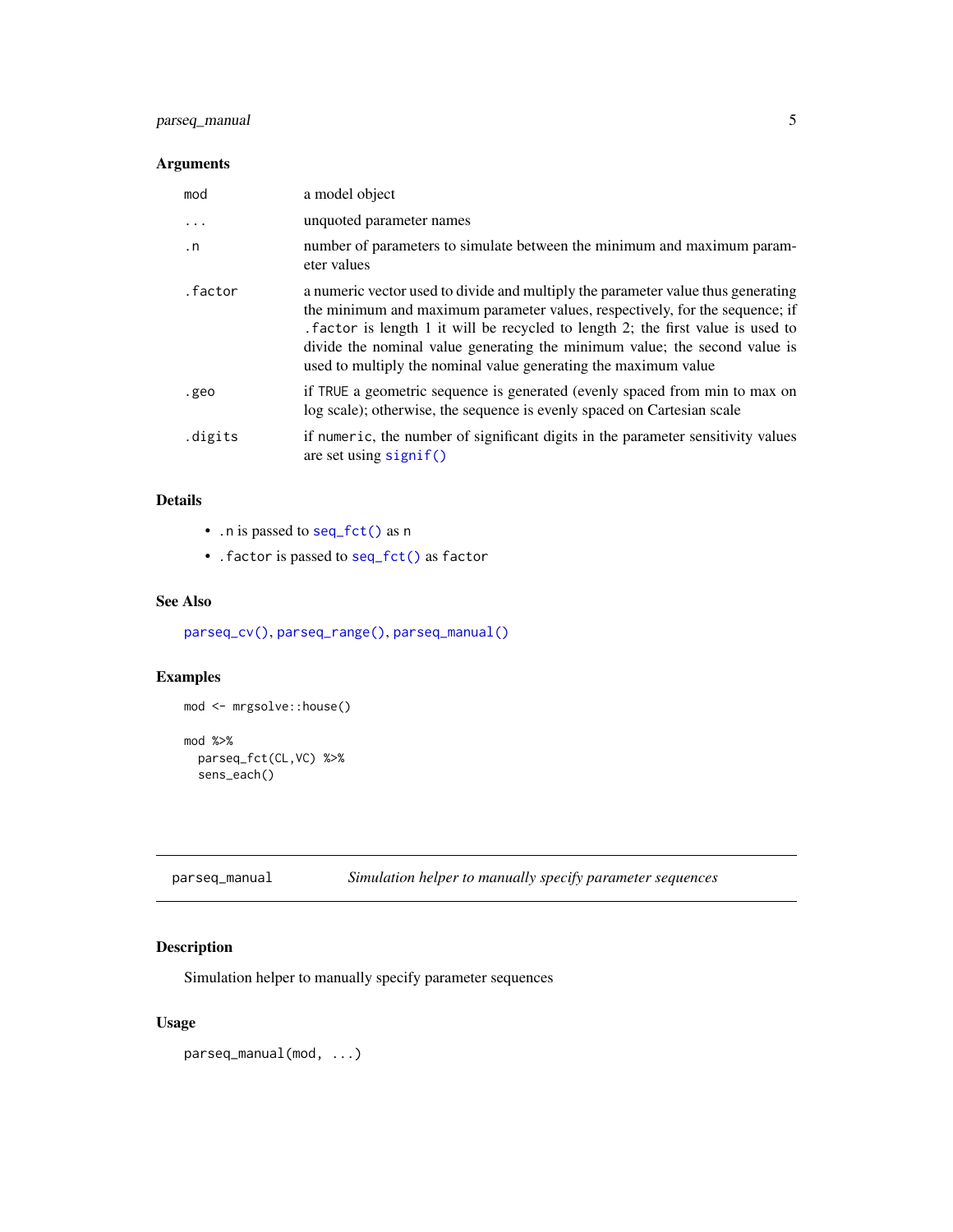### Arguments

| | |
|---|---|
| `mod` | a model object |
| `...` | unquoted parameter names |
| `.n` | number of parameters to simulate between the minimum and maximum parameter values |
| `.factor` | a numeric vector used to divide and multiply the parameter value thus generating the minimum and maximum parameter values, respectively, for the sequence; if `.factor` is length 1 it will be recycled to length 2; the first value is used to divide the nominal value generating the minimum value; the second value is used to multiply the nominal value generating the maximum value |
| `.geo` | if `TRUE` a geometric sequence is generated (evenly spaced from min to max on log scale); otherwise, the sequence is evenly spaced on Cartesian scale |
| `.digits` | if `numeric`, the number of significant digits in the parameter sensitivity values are set using `signif()` |

### Details

- `.n` is passed to `seq_fct()` as `n`
- `.factor` is passed to `seq_fct()` as `factor`

### See Also

`parseq_cv()`, `parseq_range()`, `parseq_manual()`

### Examples

```
mod <- mrgsolve::house()

mod %>%
  parseq_fct(CL,VC) %>%
  sens_each()
```

---

## parseq_manual — *Simulation helper to manually specify parameter sequences*

### Description

Simulation helper to manually specify parameter sequences

### Usage

```
parseq_manual(mod, ...)
```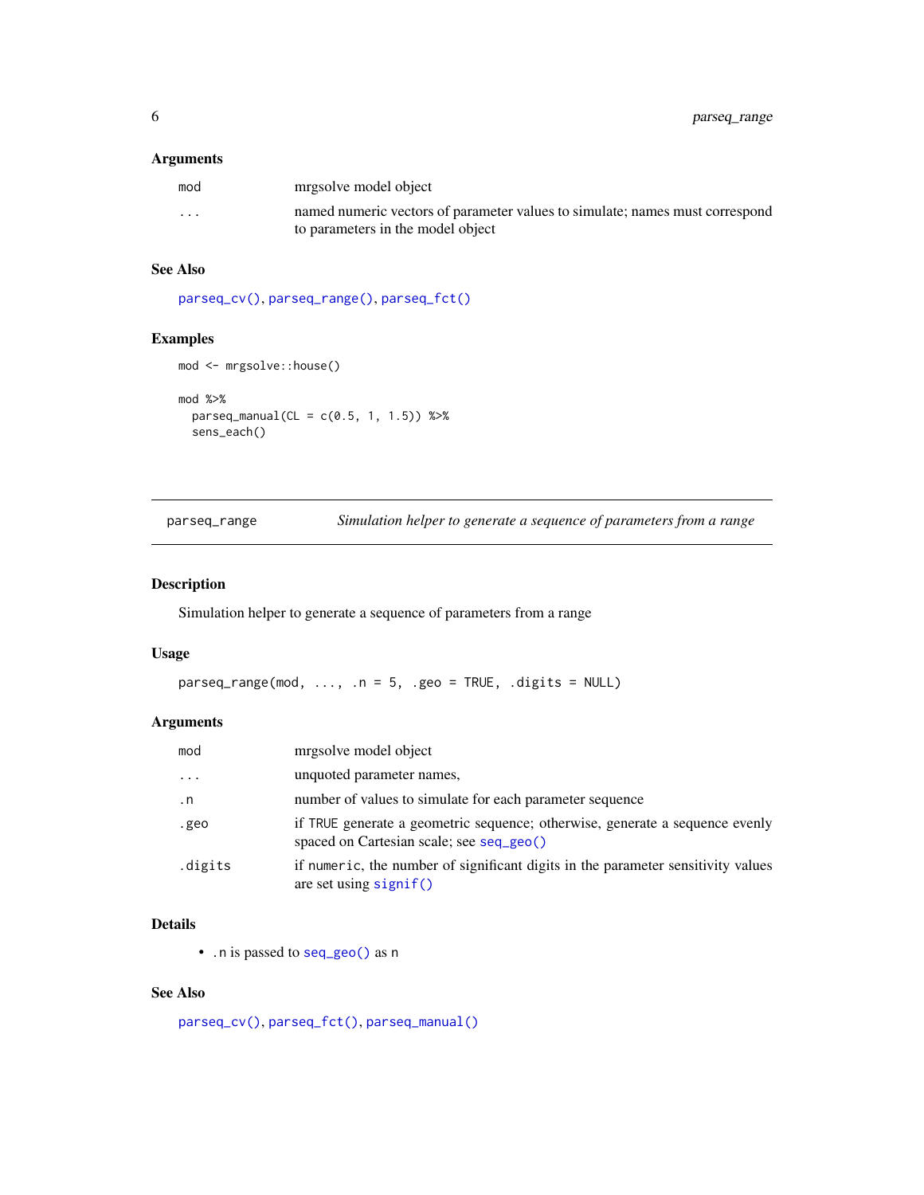### Arguments

| | |
|---|---|
| mod | mrgsolve model object |
| ... | named numeric vectors of parameter values to simulate; names must correspond to parameters in the model object |

### See Also

parseq_cv(), parseq_range(), parseq_fct()

### Examples

```
mod <- mrgsolve::house()

mod %>%
  parseq_manual(CL = c(0.5, 1, 1.5)) %>%
  sens_each()
```

---

## parseq_range — *Simulation helper to generate a sequence of parameters from a range*

---

### Description

Simulation helper to generate a sequence of parameters from a range

### Usage

```
parseq_range(mod, ..., .n = 5, .geo = TRUE, .digits = NULL)
```

### Arguments

| | |
|---|---|
| mod | mrgsolve model object |
| ... | unquoted parameter names, |
| .n | number of values to simulate for each parameter sequence |
| .geo | if TRUE generate a geometric sequence; otherwise, generate a sequence evenly spaced on Cartesian scale; see seq_geo() |
| .digits | if numeric, the number of significant digits in the parameter sensitivity values are set using signif() |

### Details

- .n is passed to seq_geo() as n

### See Also

parseq_cv(), parseq_fct(), parseq_manual()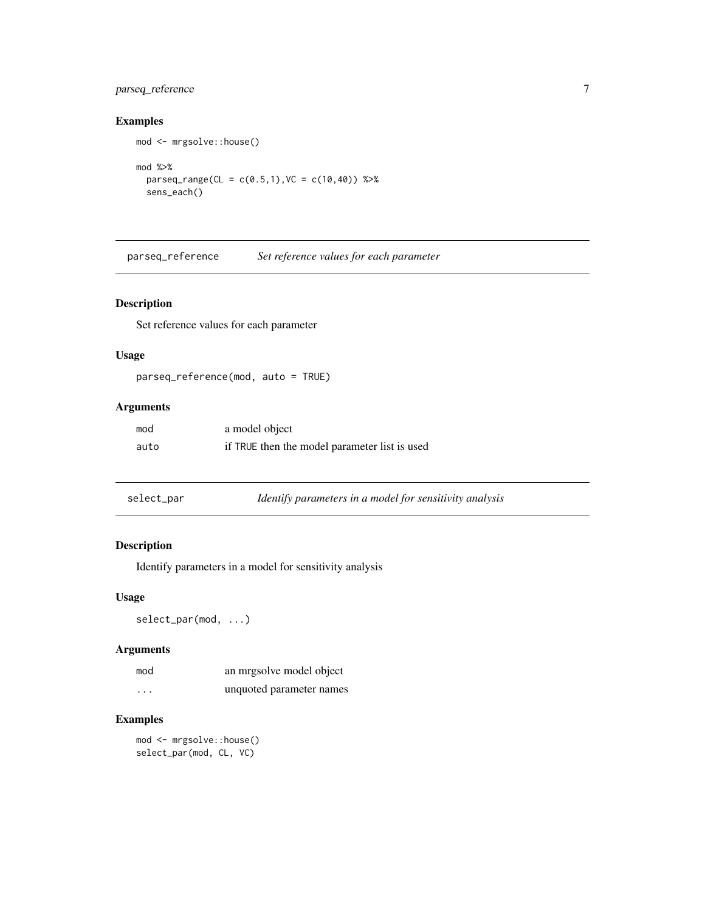## Examples

```
mod <- mrgsolve::house()

mod %>%
  parseq_range(CL = c(0.5,1),VC = c(10,40)) %>%
  sens_each()
```

---

## parseq_reference — *Set reference values for each parameter*

### Description

Set reference values for each parameter

### Usage

```
parseq_reference(mod, auto = TRUE)
```

### Arguments

| | |
|---|---|
| mod | a model object |
| auto | if TRUE then the model parameter list is used |

---

## select_par — *Identify parameters in a model for sensitivity analysis*

### Description

Identify parameters in a model for sensitivity analysis

### Usage

```
select_par(mod, ...)
```

### Arguments

| | |
|---|---|
| mod | an mrgsolve model object |
| ... | unquoted parameter names |

### Examples

```
mod <- mrgsolve::house()
select_par(mod, CL, VC)
```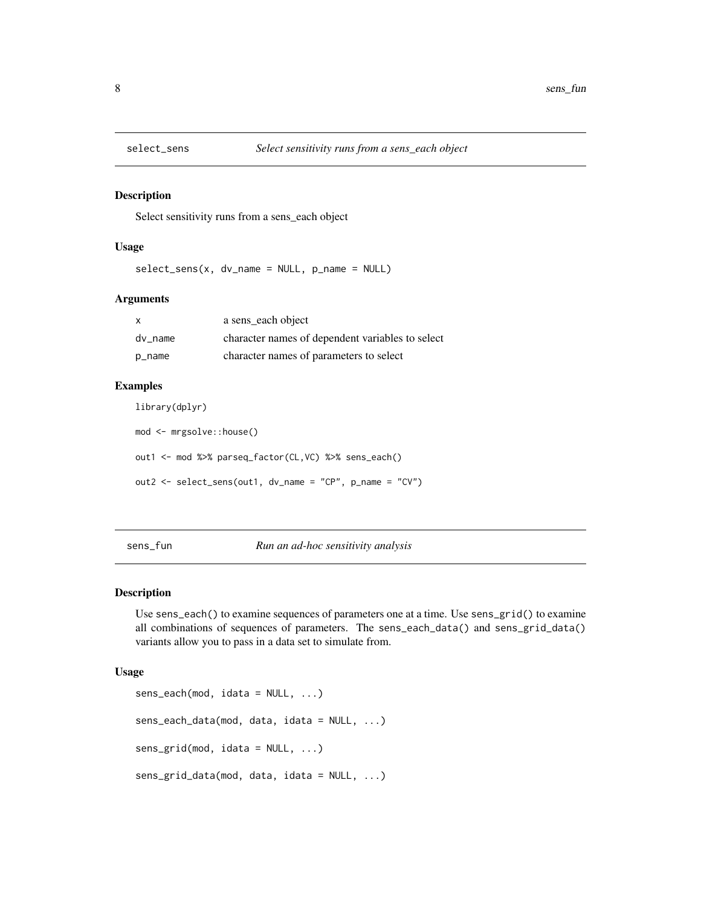## select_sens — *Select sensitivity runs from a sens_each object*

### Description

Select sensitivity runs from a sens_each object

### Usage

```
select_sens(x, dv_name = NULL, p_name = NULL)
```

### Arguments

| | |
|---|---|
| x | a sens_each object |
| dv_name | character names of dependent variables to select |
| p_name | character names of parameters to select |

### Examples

```
library(dplyr)

mod <- mrgsolve::house()

out1 <- mod %>% parseq_factor(CL,VC) %>% sens_each()

out2 <- select_sens(out1, dv_name = "CP", p_name = "CV")
```

## sens_fun — *Run an ad-hoc sensitivity analysis*

### Description

Use `sens_each()` to examine sequences of parameters one at a time. Use `sens_grid()` to examine all combinations of sequences of parameters. The `sens_each_data()` and `sens_grid_data()` variants allow you to pass in a data set to simulate from.

### Usage

```
sens_each(mod, idata = NULL, ...)

sens_each_data(mod, data, idata = NULL, ...)

sens_grid(mod, idata = NULL, ...)

sens_grid_data(mod, data, idata = NULL, ...)
```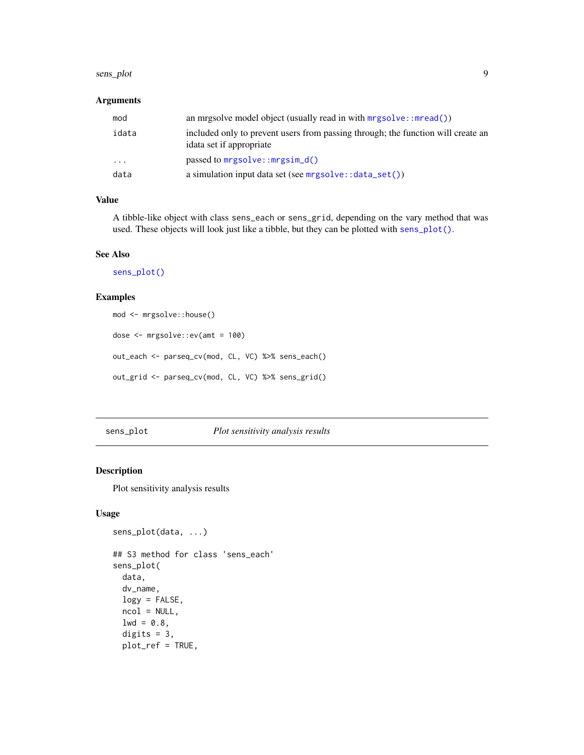### Arguments

| | |
|---|---|
| mod | an mrgsolve model object (usually read in with `mrgsolve::mread()`) |
| idata | included only to prevent users from passing through; the function will create an idata set if appropriate |
| ... | passed to `mrgsolve::mrgsim_d()` |
| data | a simulation input data set (see `mrgsolve::data_set()`) |

### Value

A tibble-like object with class `sens_each` or `sens_grid`, depending on the vary method that was used. These objects will look just like a tibble, but they can be plotted with `sens_plot()`.

### See Also

`sens_plot()`

### Examples

```
mod <- mrgsolve::house()

dose <- mrgsolve::ev(amt = 100)

out_each <- parseq_cv(mod, CL, VC) %>% sens_each()

out_grid <- parseq_cv(mod, CL, VC) %>% sens_grid()
```

---

## sens_plot *Plot sensitivity analysis results*

### Description

Plot sensitivity analysis results

### Usage

```
sens_plot(data, ...)

## S3 method for class 'sens_each'
sens_plot(
  data,
  dv_name,
  logy = FALSE,
  ncol = NULL,
  lwd = 0.8,
  digits = 3,
  plot_ref = TRUE,
```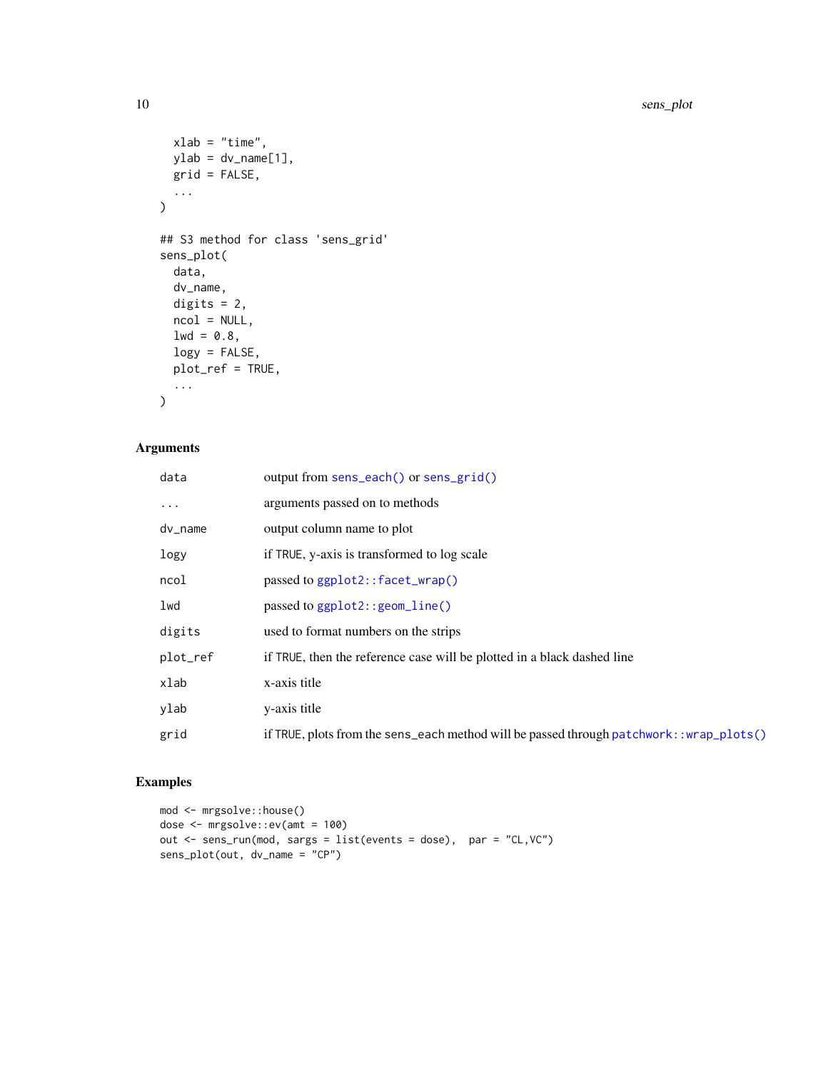```
  xlab = "time",
  ylab = dv_name[1],
  grid = FALSE,
  ...
)

## S3 method for class 'sens_grid'
sens_plot(
  data,
  dv_name,
  digits = 2,
  ncol = NULL,
  lwd = 0.8,
  logy = FALSE,
  plot_ref = TRUE,
  ...
)
```

### Arguments

| | |
|---|---|
| `data` | output from `sens_each()` or `sens_grid()` |
| `...` | arguments passed on to methods |
| `dv_name` | output column name to plot |
| `logy` | if TRUE, y-axis is transformed to log scale |
| `ncol` | passed to `ggplot2::facet_wrap()` |
| `lwd` | passed to `ggplot2::geom_line()` |
| `digits` | used to format numbers on the strips |
| `plot_ref` | if TRUE, then the reference case will be plotted in a black dashed line |
| `xlab` | x-axis title |
| `ylab` | y-axis title |
| `grid` | if TRUE, plots from the sens_each method will be passed through `patchwork::wrap_plots()` |

### Examples

```
mod <- mrgsolve::house()
dose <- mrgsolve::ev(amt = 100)
out <- sens_run(mod, sargs = list(events = dose),  par = "CL,VC")
sens_plot(out, dv_name = "CP")
```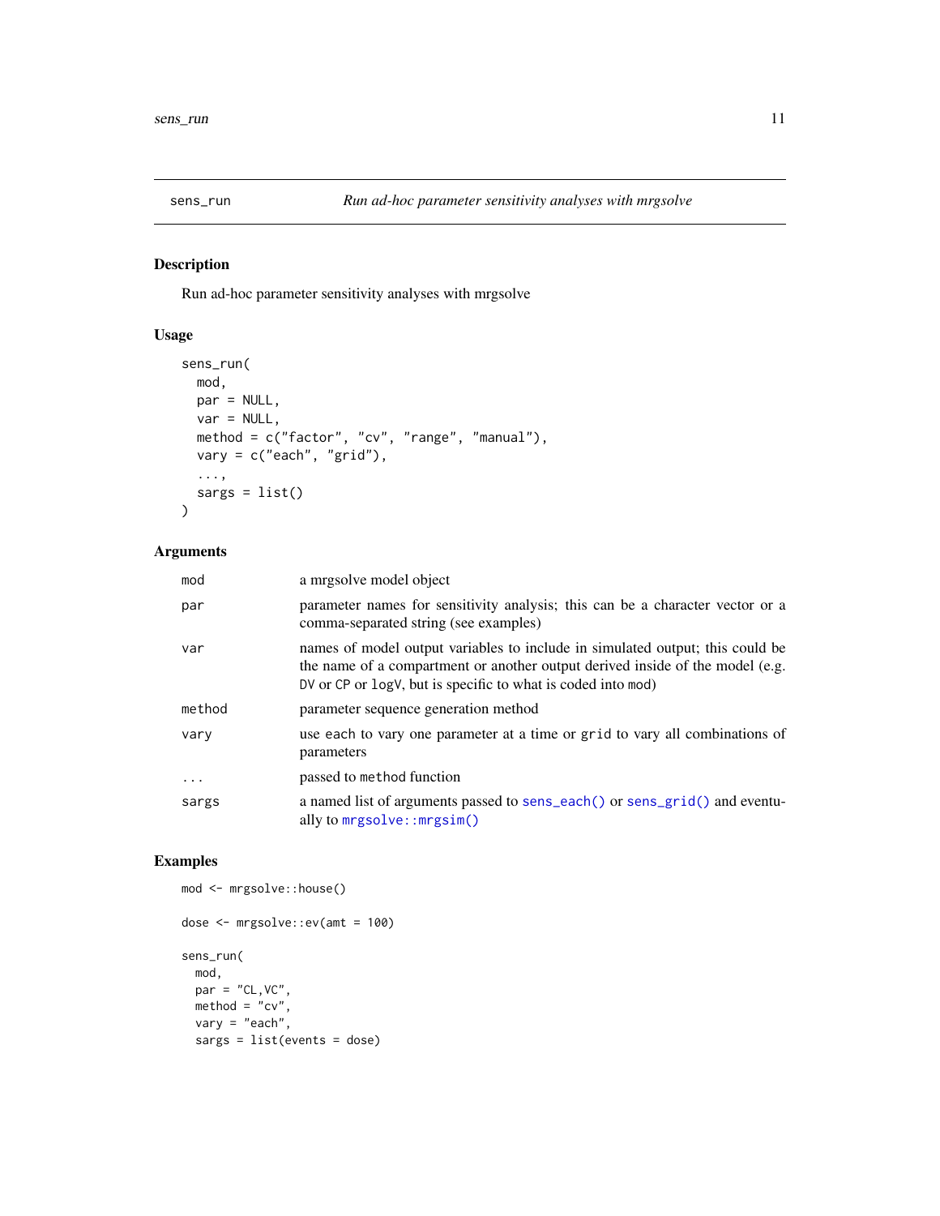## sens_run — *Run ad-hoc parameter sensitivity analyses with mrgsolve*

### Description

Run ad-hoc parameter sensitivity analyses with mrgsolve

### Usage

```
sens_run(
  mod,
  par = NULL,
  var = NULL,
  method = c("factor", "cv", "range", "manual"),
  vary = c("each", "grid"),
  ...,
  sargs = list()
)
```

### Arguments

| Argument | Description |
|---|---|
| `mod` | a mrgsolve model object |
| `par` | parameter names for sensitivity analysis; this can be a character vector or a comma-separated string (see examples) |
| `var` | names of model output variables to include in simulated output; this could be the name of a compartment or another output derived inside of the model (e.g. `DV` or `CP` or `logV`, but is specific to what is coded into `mod`) |
| `method` | parameter sequence generation method |
| `vary` | use `each` to vary one parameter at a time or `grid` to vary all combinations of parameters |
| `...` | passed to `method` function |
| `sargs` | a named list of arguments passed to `sens_each()` or `sens_grid()` and eventually to `mrgsolve::mrgsim()` |

### Examples

```
mod <- mrgsolve::house()

dose <- mrgsolve::ev(amt = 100)

sens_run(
  mod,
  par = "CL,VC",
  method = "cv",
  vary = "each",
  sargs = list(events = dose)
```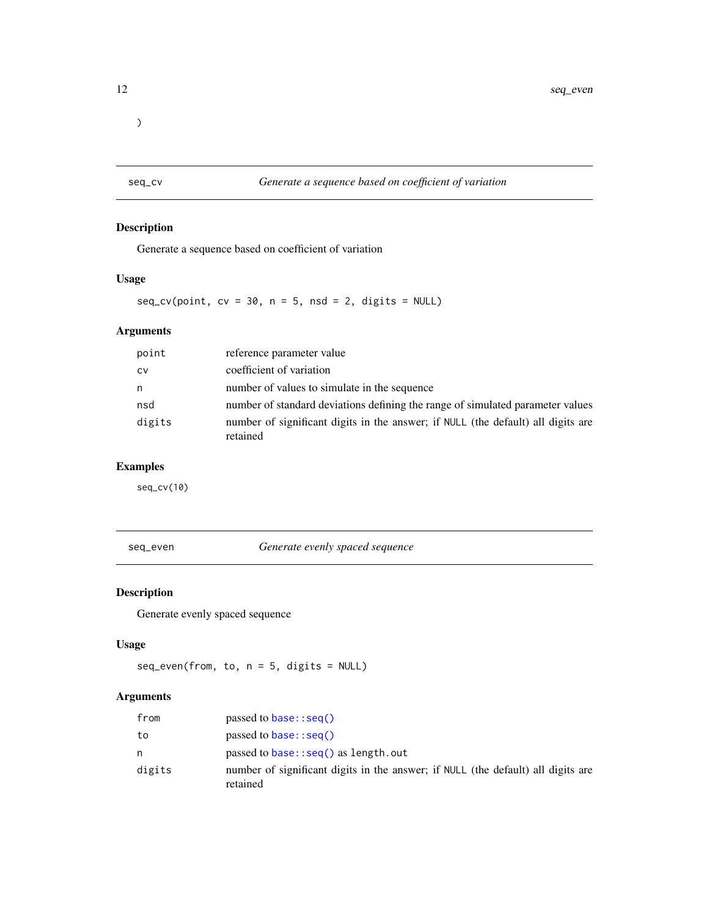```
)
```

## seq_cv — *Generate a sequence based on coefficient of variation*

### Description

Generate a sequence based on coefficient of variation

### Usage

```
seq_cv(point, cv = 30, n = 5, nsd = 2, digits = NULL)
```

### Arguments

| | |
|---|---|
| `point` | reference parameter value |
| `cv` | coefficient of variation |
| `n` | number of values to simulate in the sequence |
| `nsd` | number of standard deviations defining the range of simulated parameter values |
| `digits` | number of significant digits in the answer; if `NULL` (the default) all digits are retained |

### Examples

```
seq_cv(10)
```

## seq_even — *Generate evenly spaced sequence*

### Description

Generate evenly spaced sequence

### Usage

```
seq_even(from, to, n = 5, digits = NULL)
```

### Arguments

| | |
|---|---|
| `from` | passed to `base::seq()` |
| `to` | passed to `base::seq()` |
| `n` | passed to `base::seq()` as `length.out` |
| `digits` | number of significant digits in the answer; if `NULL` (the default) all digits are retained |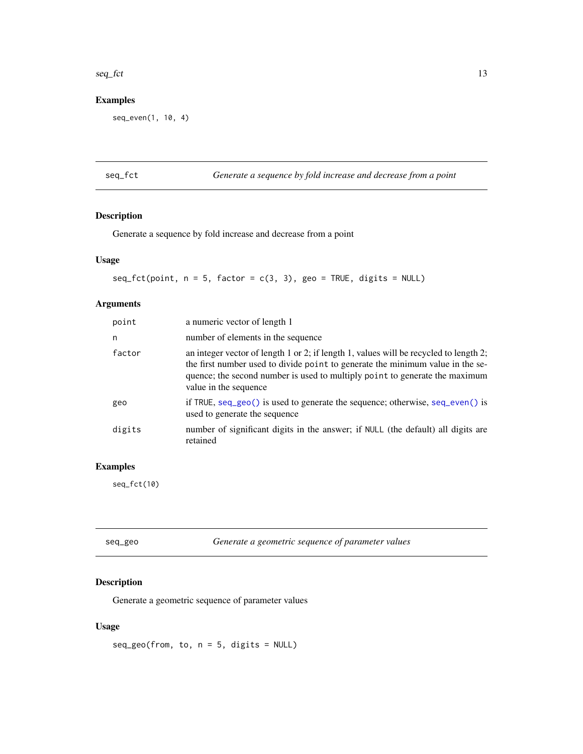## Examples

```
seq_even(1, 10, 4)
```

---

# seq_fct — *Generate a sequence by fold increase and decrease from a point*

## Description

Generate a sequence by fold increase and decrease from a point

## Usage

```
seq_fct(point, n = 5, factor = c(3, 3), geo = TRUE, digits = NULL)
```

## Arguments

| | |
|---|---|
| `point` | a numeric vector of length 1 |
| `n` | number of elements in the sequence |
| `factor` | an integer vector of length 1 or 2; if length 1, values will be recycled to length 2; the first number used to divide `point` to generate the minimum value in the sequence; the second number is used to multiply `point` to generate the maximum value in the sequence |
| `geo` | if `TRUE`, `seq_geo()` is used to generate the sequence; otherwise, `seq_even()` is used to generate the sequence |
| `digits` | number of significant digits in the answer; if `NULL` (the default) all digits are retained |

## Examples

```
seq_fct(10)
```

---

# seq_geo — *Generate a geometric sequence of parameter values*

## Description

Generate a geometric sequence of parameter values

## Usage

```
seq_geo(from, to, n = 5, digits = NULL)
```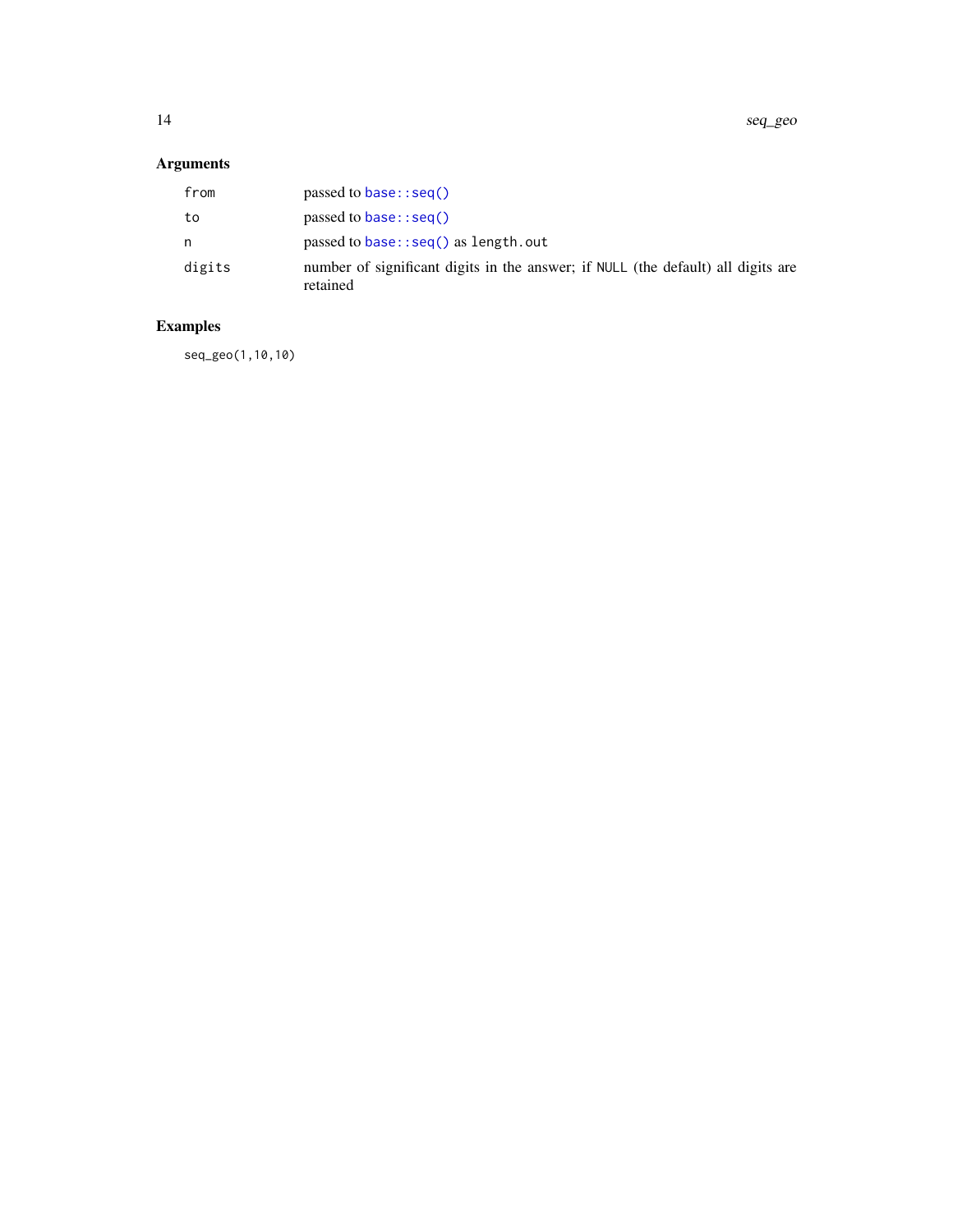## Arguments

| | |
|---|---|
| `from` | passed to `base::seq()` |
| `to` | passed to `base::seq()` |
| `n` | passed to `base::seq()` as `length.out` |
| `digits` | number of significant digits in the answer; if `NULL` (the default) all digits are retained |

## Examples

```
seq_geo(1,10,10)
```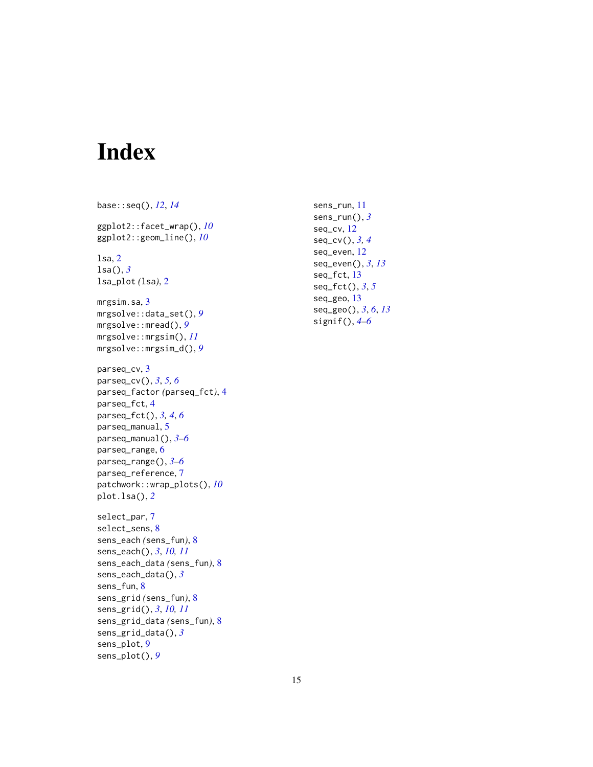# Index

base::seq(), *12*, *14*

ggplot2::facet_wrap(), *10*
ggplot2::geom_line(), *10*

lsa, 2
lsa(), *3*
lsa_plot *(lsa)*, 2

mrgsim.sa, 3
mrgsolve::data_set(), *9*
mrgsolve::mread(), *9*
mrgsolve::mrgsim(), *11*
mrgsolve::mrgsim_d(), *9*

parseq_cv, 3
parseq_cv(), *3*, *5*, *6*
parseq_factor *(parseq_fct)*, 4
parseq_fct, 4
parseq_fct(), *3*, *4*, *6*
parseq_manual, 5
parseq_manual(), *3–6*
parseq_range, 6
parseq_range(), *3–6*
parseq_reference, 7
patchwork::wrap_plots(), *10*
plot.lsa(), *2*

select_par, 7
select_sens, 8
sens_each *(sens_fun)*, 8
sens_each(), *3*, *10*, *11*
sens_each_data *(sens_fun)*, 8
sens_each_data(), *3*
sens_fun, 8
sens_grid *(sens_fun)*, 8
sens_grid(), *3*, *10*, *11*
sens_grid_data *(sens_fun)*, 8
sens_grid_data(), *3*
sens_plot, 9
sens_plot(), *9*
sens_run, 11
sens_run(), *3*
seq_cv, 12
seq_cv(), *3*, *4*
seq_even, 12
seq_even(), *3*, *13*
seq_fct, 13
seq_fct(), *3*, *5*
seq_geo, 13
seq_geo(), *3*, *6*, *13*
signif(), *4–6*